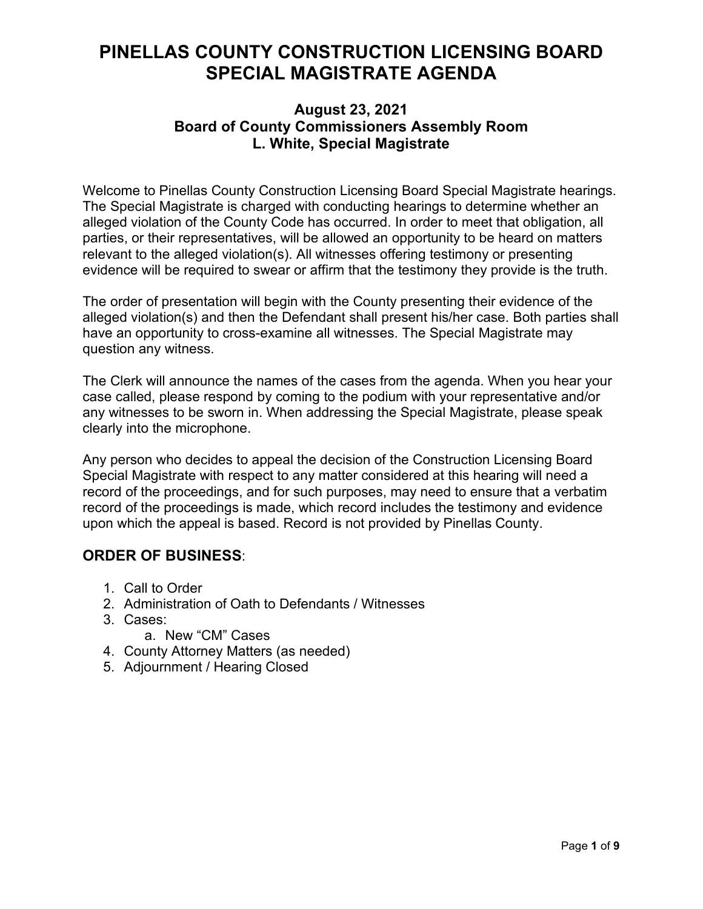# PINELLAS COUNTY CONSTRUCTION LICENSING BOARD SPECIAL MAGISTRATE AGENDA

### August 23, 2021
### Board of County Commissioners Assembly Room
### L. White, Special Magistrate

Welcome to Pinellas County Construction Licensing Board Special Magistrate hearings. The Special Magistrate is charged with conducting hearings to determine whether an alleged violation of the County Code has occurred. In order to meet that obligation, all parties, or their representatives, will be allowed an opportunity to be heard on matters relevant to the alleged violation(s). All witnesses offering testimony or presenting evidence will be required to swear or affirm that the testimony they provide is the truth.

The order of presentation will begin with the County presenting their evidence of the alleged violation(s) and then the Defendant shall present his/her case. Both parties shall have an opportunity to cross-examine all witnesses. The Special Magistrate may question any witness.

The Clerk will announce the names of the cases from the agenda. When you hear your case called, please respond by coming to the podium with your representative and/or any witnesses to be sworn in. When addressing the Special Magistrate, please speak clearly into the microphone.

Any person who decides to appeal the decision of the Construction Licensing Board Special Magistrate with respect to any matter considered at this hearing will need a record of the proceedings, and for such purposes, may need to ensure that a verbatim record of the proceedings is made, which record includes the testimony and evidence upon which the appeal is based. Record is not provided by Pinellas County.

## ORDER OF BUSINESS:

1. Call to Order
2. Administration of Oath to Defendants / Witnesses
3. Cases:
    a. New "CM" Cases
4. County Attorney Matters (as needed)
5. Adjournment / Hearing Closed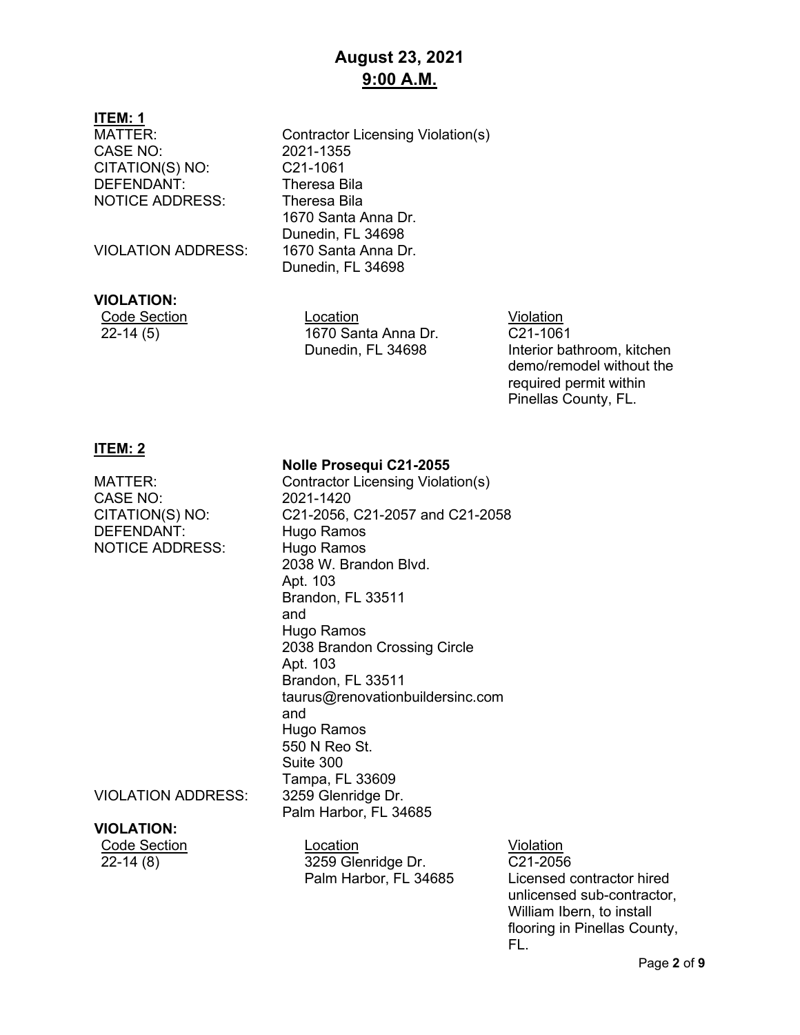# August 23, 2021
## 9:00 A.M.

**ITEM: 1**

MATTER: Contractor Licensing Violation(s)
CASE NO: 2021-1355
CITATION(S) NO: C21-1061
DEFENDANT: Theresa Bila
NOTICE ADDRESS: Theresa Bila
1670 Santa Anna Dr.
Dunedin, FL 34698
VIOLATION ADDRESS: 1670 Santa Anna Dr.
Dunedin, FL 34698

**VIOLATION:**

| Code Section | Location | Violation |
|---|---|---|
| 22-14 (5) | 1670 Santa Anna Dr. Dunedin, FL 34698 | C21-1061 Interior bathroom, kitchen demo/remodel without the required permit within Pinellas County, FL. |

**ITEM: 2**

**Nolle Prosequi C21-2055**

MATTER: Contractor Licensing Violation(s)
CASE NO: 2021-1420
CITATION(S) NO: C21-2056, C21-2057 and C21-2058
DEFENDANT: Hugo Ramos
NOTICE ADDRESS: Hugo Ramos
2038 W. Brandon Blvd.
Apt. 103
Brandon, FL 33511
and
Hugo Ramos
2038 Brandon Crossing Circle
Apt. 103
Brandon, FL 33511
taurus@renovationbuildersinc.com
and
Hugo Ramos
550 N Reo St.
Suite 300
Tampa, FL 33609
VIOLATION ADDRESS: 3259 Glenridge Dr.
Palm Harbor, FL 34685

**VIOLATION:**

| Code Section | Location | Violation |
|---|---|---|
| 22-14 (8) | 3259 Glenridge Dr. Palm Harbor, FL 34685 | C21-2056 Licensed contractor hired unlicensed sub-contractor, William Ibern, to install flooring in Pinellas County, FL. |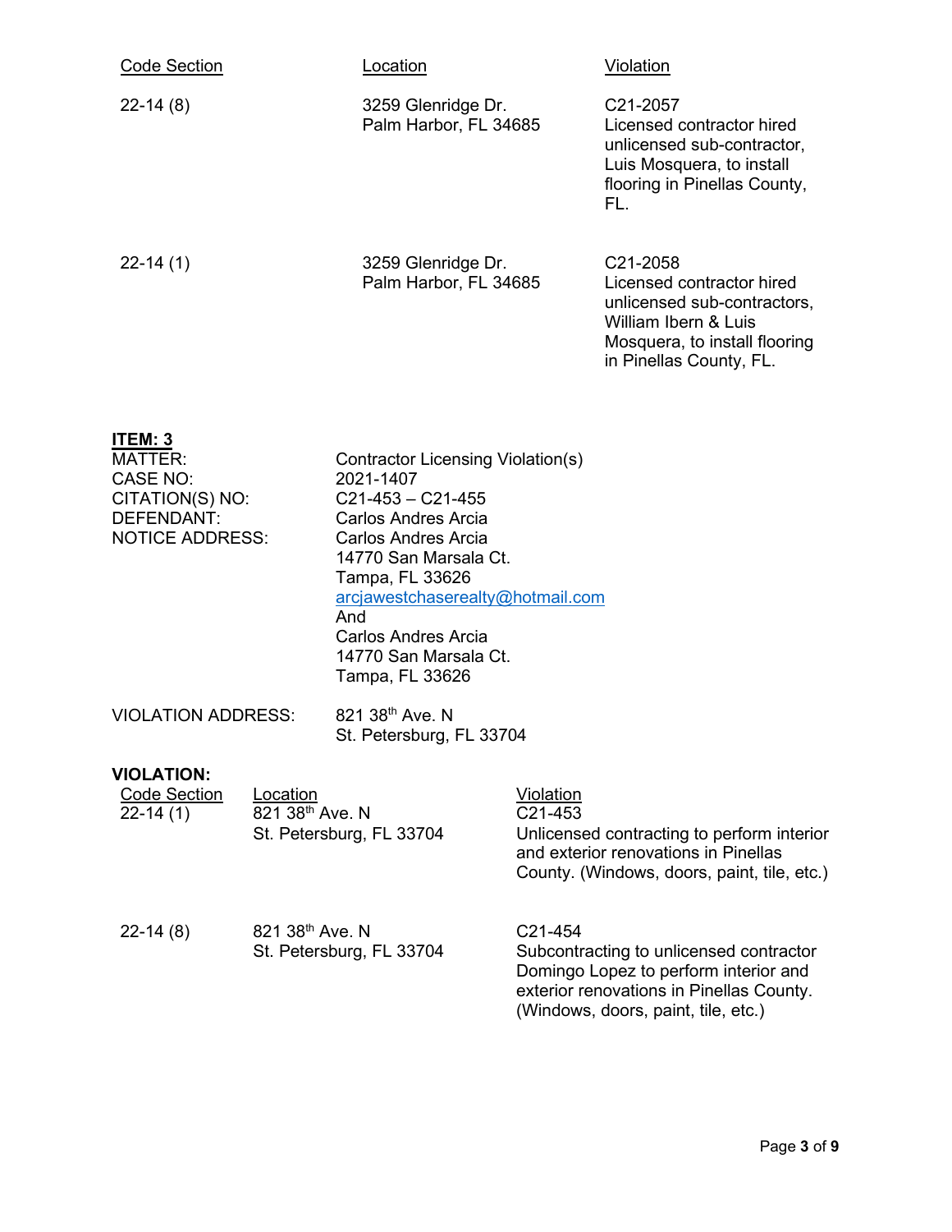| Code Section | Location | Violation |
|---|---|---|
| 22-14 (8) | 3259 Glenridge Dr. Palm Harbor, FL 34685 | C21-2057 Licensed contractor hired unlicensed sub-contractor, Luis Mosquera, to install flooring in Pinellas County, FL. |
| 22-14 (1) | 3259 Glenridge Dr. Palm Harbor, FL 34685 | C21-2058 Licensed contractor hired unlicensed sub-contractors, William Ibern & Luis Mosquera, to install flooring in Pinellas County, FL. |

**ITEM: 3**

MATTER: Contractor Licensing Violation(s)
CASE NO: 2021-1407
CITATION(S) NO: C21-453 – C21-455
DEFENDANT: Carlos Andres Arcia
NOTICE ADDRESS: Carlos Andres Arcia
14770 San Marsala Ct.
Tampa, FL 33626
arcjawestchaserealty@hotmail.com
And
Carlos Andres Arcia
14770 San Marsala Ct.
Tampa, FL 33626

VIOLATION ADDRESS: 821 38th Ave. N
St. Petersburg, FL 33704

**VIOLATION:**

| Code Section | Location | Violation |
|---|---|---|
| 22-14 (1) | 821 38th Ave. N St. Petersburg, FL 33704 | C21-453 Unlicensed contracting to perform interior and exterior renovations in Pinellas County. (Windows, doors, paint, tile, etc.) |
| 22-14 (8) | 821 38th Ave. N St. Petersburg, FL 33704 | C21-454 Subcontracting to unlicensed contractor Domingo Lopez to perform interior and exterior renovations in Pinellas County. (Windows, doors, paint, tile, etc.) |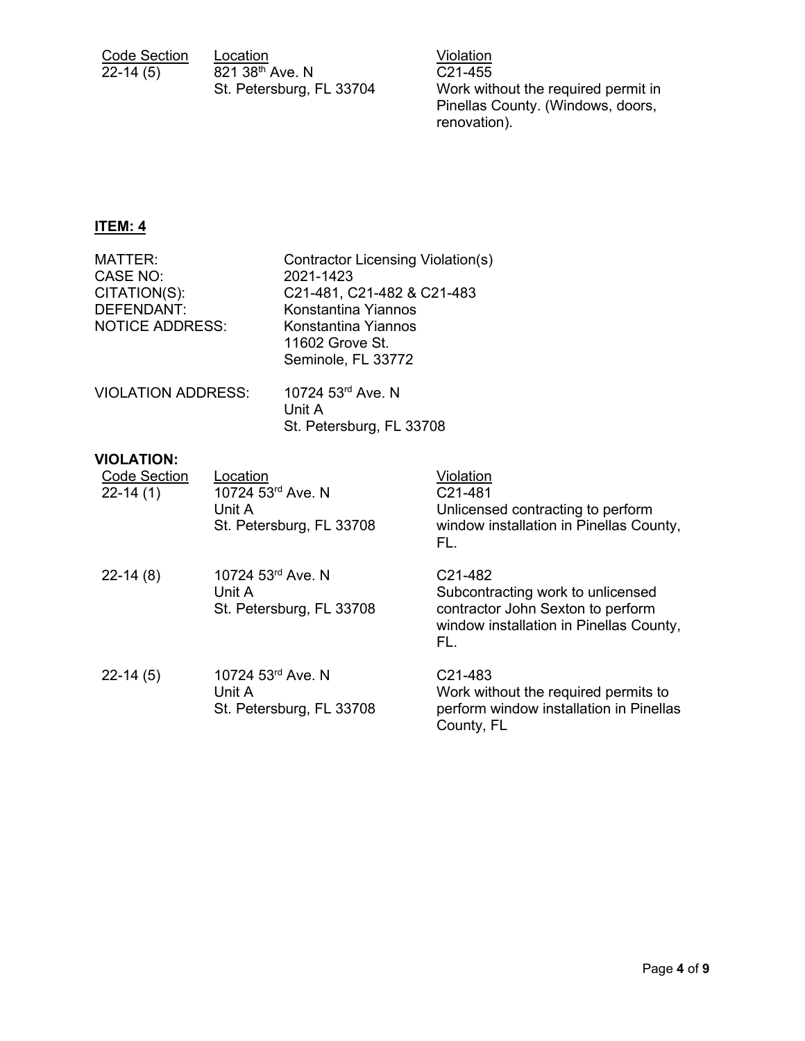| Code Section | Location | Violation |
| --- | --- | --- |
| 22-14 (5) | 821 38th Ave. N St. Petersburg, FL 33704 | C21-455 Work without the required permit in Pinellas County. (Windows, doors, renovation). |

**ITEM: 4**

MATTER: Contractor Licensing Violation(s)
CASE NO: 2021-1423
CITATION(S): C21-481, C21-482 & C21-483
DEFENDANT: Konstantina Yiannos
NOTICE ADDRESS: Konstantina Yiannos
11602 Grove St.
Seminole, FL 33772

VIOLATION ADDRESS: 10724 53rd Ave. N
Unit A
St. Petersburg, FL 33708

**VIOLATION:**

| Code Section | Location | Violation |
| --- | --- | --- |
| 22-14 (1) | 10724 53rd Ave. N Unit A St. Petersburg, FL 33708 | C21-481 Unlicensed contracting to perform window installation in Pinellas County, FL. |
| 22-14 (8) | 10724 53rd Ave. N Unit A St. Petersburg, FL 33708 | C21-482 Subcontracting work to unlicensed contractor John Sexton to perform window installation in Pinellas County, FL. |
| 22-14 (5) | 10724 53rd Ave. N Unit A St. Petersburg, FL 33708 | C21-483 Work without the required permits to perform window installation in Pinellas County, FL |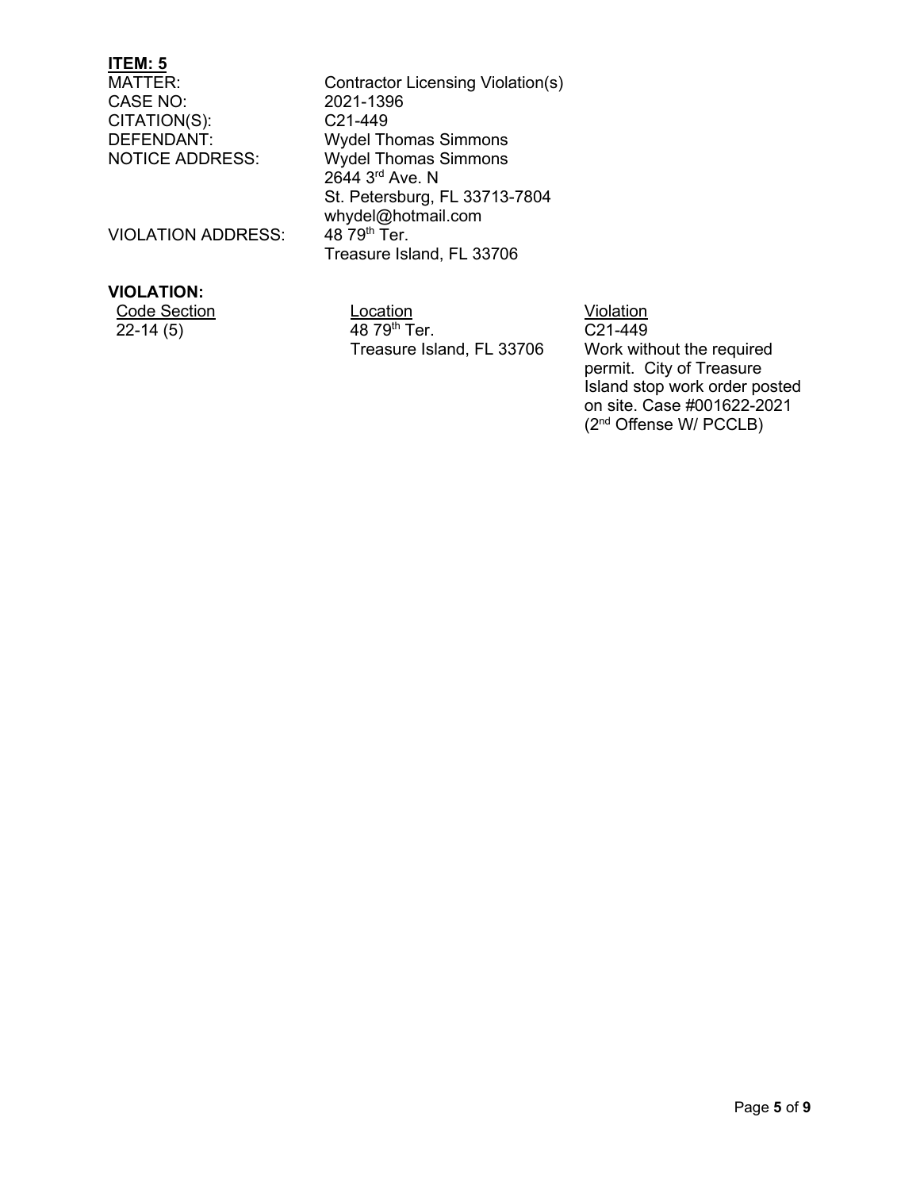**ITEM: 5**

| | |
|---|---|
| MATTER: | Contractor Licensing Violation(s) |
| CASE NO: | 2021-1396 |
| CITATION(S): | C21-449 |
| DEFENDANT: | Wydel Thomas Simmons |
| NOTICE ADDRESS: | Wydel Thomas Simmons<br>2644 3rd Ave. N<br>St. Petersburg, FL 33713-7804<br>whydel@hotmail.com |
| VIOLATION ADDRESS: | 48 79th Ter.<br>Treasure Island, FL 33706 |

**VIOLATION:**

| Code Section | Location | Violation |
|---|---|---|
| 22-14 (5) | 48 79th Ter.<br>Treasure Island, FL 33706 | C21-449<br>Work without the required permit. City of Treasure Island stop work order posted on site. Case #001622-2021 (2nd Offense W/ PCCLB) |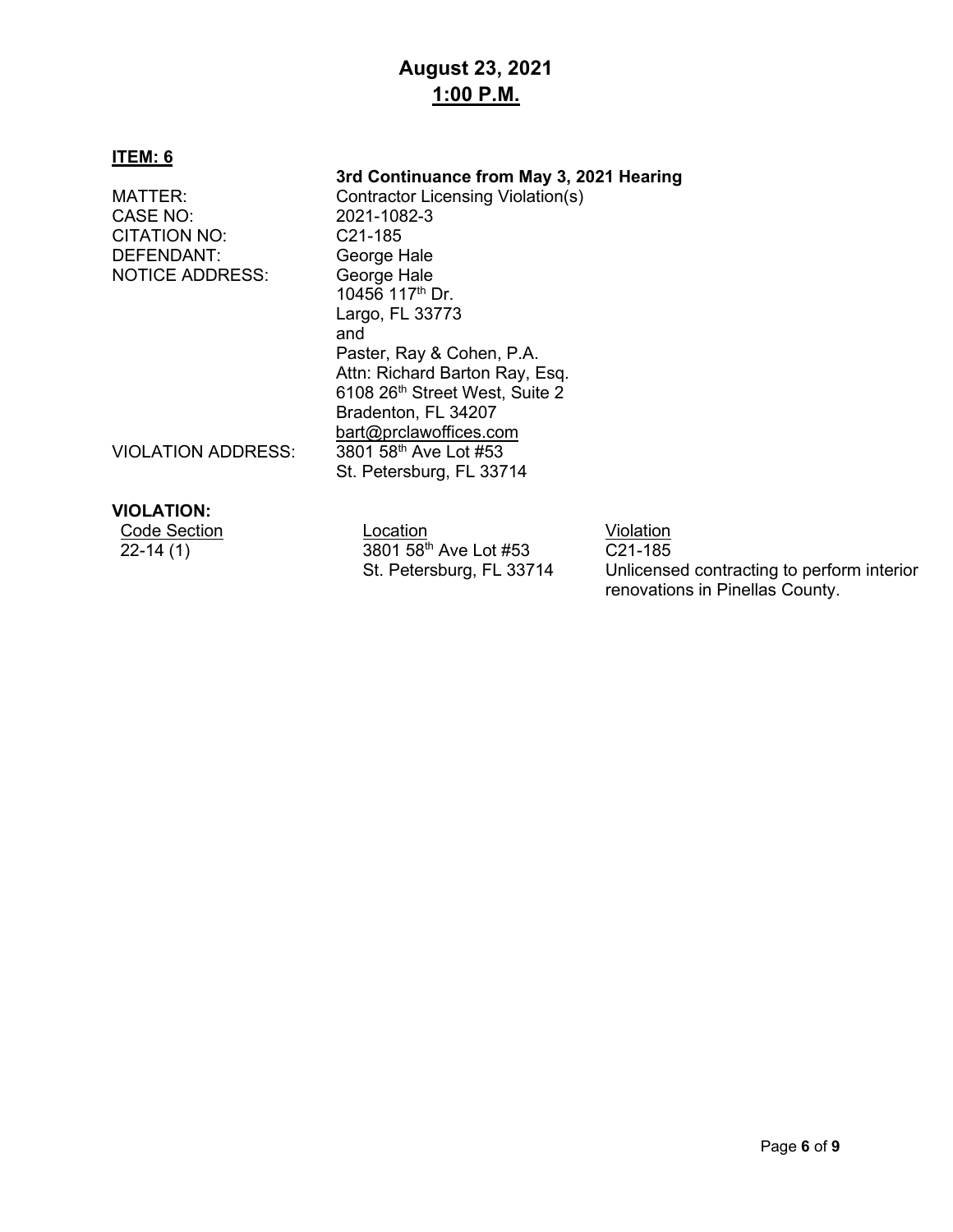# August 23, 2021
## 1:00 P.M.

**ITEM: 6**

**3rd Continuance from May 3, 2021 Hearing**

| | |
|---|---|
| MATTER: | Contractor Licensing Violation(s) |
| CASE NO: | 2021-1082-3 |
| CITATION NO: | C21-185 |
| DEFENDANT: | George Hale |
| NOTICE ADDRESS: | George Hale<br>10456 117th Dr.<br>Largo, FL 33773<br>and<br>Paster, Ray & Cohen, P.A.<br>Attn: Richard Barton Ray, Esq.<br>6108 26th Street West, Suite 2<br>Bradenton, FL 34207<br>bart@prclawoffices.com |
| VIOLATION ADDRESS: | 3801 58th Ave Lot #53<br>St. Petersburg, FL 33714 |

**VIOLATION:**

| Code Section | Location | Violation |
|---|---|---|
| 22-14 (1) | 3801 58th Ave Lot #53<br>St. Petersburg, FL 33714 | C21-185<br>Unlicensed contracting to perform interior renovations in Pinellas County. |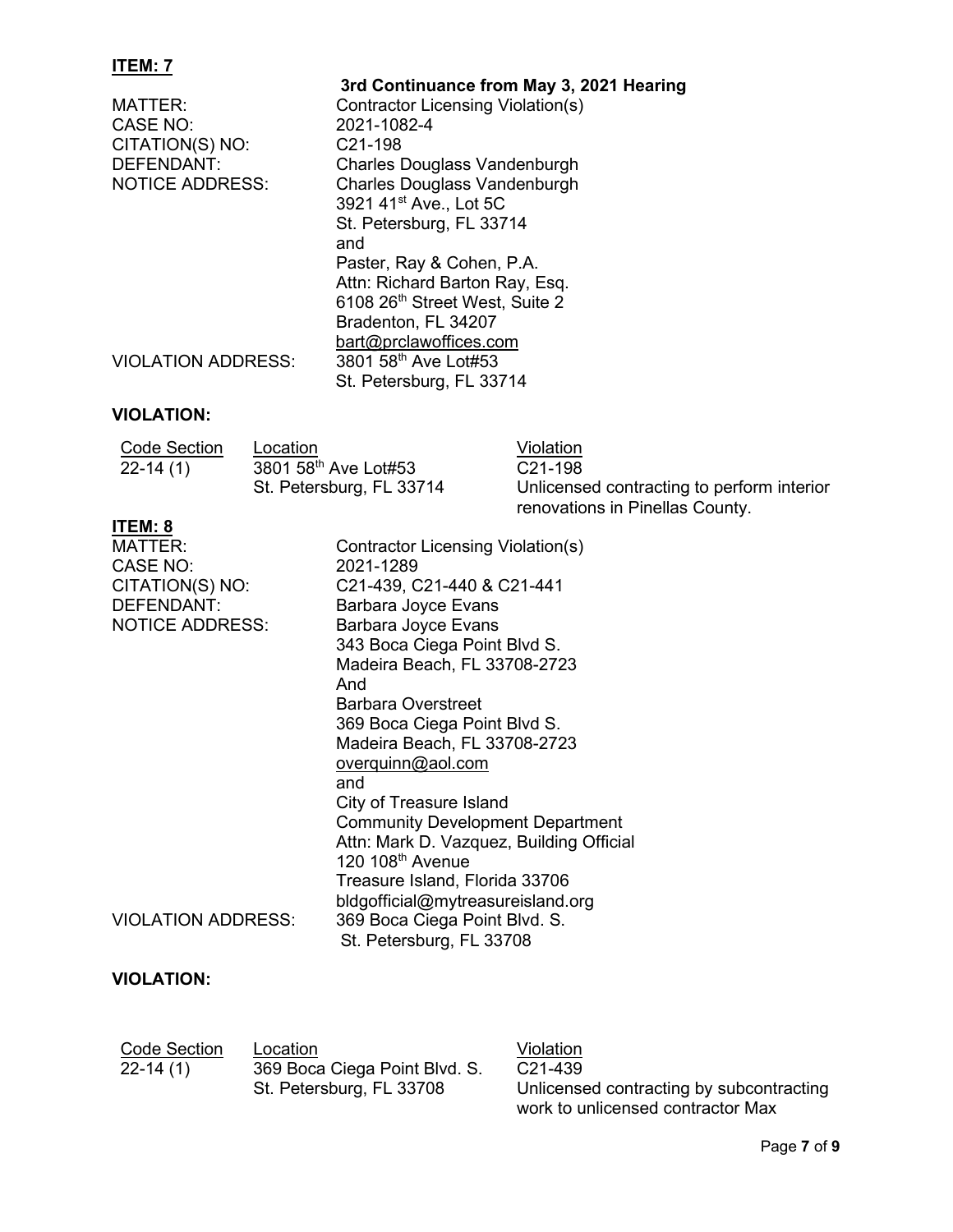**ITEM: 7**

**3rd Continuance from May 3, 2021 Hearing**

MATTER: Contractor Licensing Violation(s)
CASE NO: 2021-1082-4
CITATION(S) NO: C21-198
DEFENDANT: Charles Douglass Vandenburgh
NOTICE ADDRESS: Charles Douglass Vandenburgh
3921 41st Ave., Lot 5C
St. Petersburg, FL 33714
and
Paster, Ray & Cohen, P.A.
Attn: Richard Barton Ray, Esq.
6108 26th Street West, Suite 2
Bradenton, FL 34207
bart@prclawoffices.com
VIOLATION ADDRESS: 3801 58th Ave Lot#53
St. Petersburg, FL 33714

**VIOLATION:**

| Code Section | Location | Violation |
|---|---|---|
| 22-14 (1) | 3801 58th Ave Lot#53 St. Petersburg, FL 33714 | C21-198 Unlicensed contracting to perform interior renovations in Pinellas County. |

**ITEM: 8**

MATTER: Contractor Licensing Violation(s)
CASE NO: 2021-1289
CITATION(S) NO: C21-439, C21-440 & C21-441
DEFENDANT: Barbara Joyce Evans
NOTICE ADDRESS: Barbara Joyce Evans
343 Boca Ciega Point Blvd S.
Madeira Beach, FL 33708-2723
And
Barbara Overstreet
369 Boca Ciega Point Blvd S.
Madeira Beach, FL 33708-2723
overquinn@aol.com
and
City of Treasure Island
Community Development Department
Attn: Mark D. Vazquez, Building Official
120 108th Avenue
Treasure Island, Florida 33706
bldgofficial@mytreasureisland.org
VIOLATION ADDRESS: 369 Boca Ciega Point Blvd. S.
St. Petersburg, FL 33708

**VIOLATION:**

| Code Section | Location | Violation |
|---|---|---|
| 22-14 (1) | 369 Boca Ciega Point Blvd. S. St. Petersburg, FL 33708 | C21-439 Unlicensed contracting by subcontracting work to unlicensed contractor Max |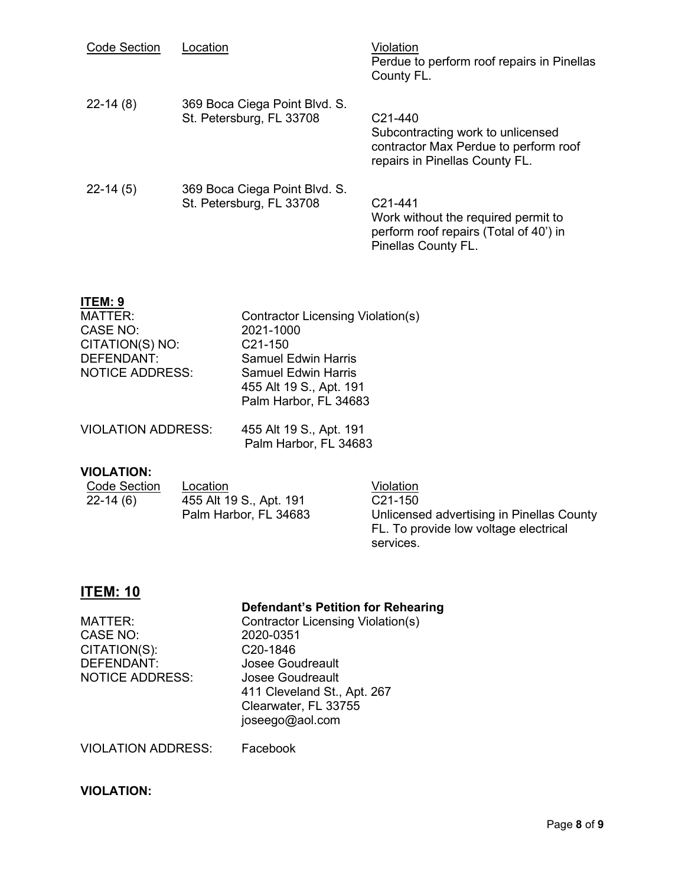| Code Section | Location | Violation |
|---|---|---|
| | | Perdue to perform roof repairs in Pinellas County FL. |
| 22-14 (8) | 369 Boca Ciega Point Blvd. S. St. Petersburg, FL 33708 | C21-440 Subcontracting work to unlicensed contractor Max Perdue to perform roof repairs in Pinellas County FL. |
| 22-14 (5) | 369 Boca Ciega Point Blvd. S. St. Petersburg, FL 33708 | C21-441 Work without the required permit to perform roof repairs (Total of 40') in Pinellas County FL. |

## ITEM: 9

MATTER: Contractor Licensing Violation(s)
CASE NO: 2021-1000
CITATION(S) NO: C21-150
DEFENDANT: Samuel Edwin Harris
NOTICE ADDRESS: Samuel Edwin Harris
455 Alt 19 S., Apt. 191
Palm Harbor, FL 34683

VIOLATION ADDRESS: 455 Alt 19 S., Apt. 191
Palm Harbor, FL 34683

**VIOLATION:**

| Code Section | Location | Violation |
|---|---|---|
| 22-14 (6) | 455 Alt 19 S., Apt. 191 Palm Harbor, FL 34683 | C21-150 Unlicensed advertising in Pinellas County FL. To provide low voltage electrical services. |

## ITEM: 10

**Defendant's Petition for Rehearing**

MATTER: Contractor Licensing Violation(s)
CASE NO: 2020-0351
CITATION(S): C20-1846
DEFENDANT: Josee Goudreault
NOTICE ADDRESS: Josee Goudreault
411 Cleveland St., Apt. 267
Clearwater, FL 33755
joseego@aol.com

VIOLATION ADDRESS: Facebook

**VIOLATION:**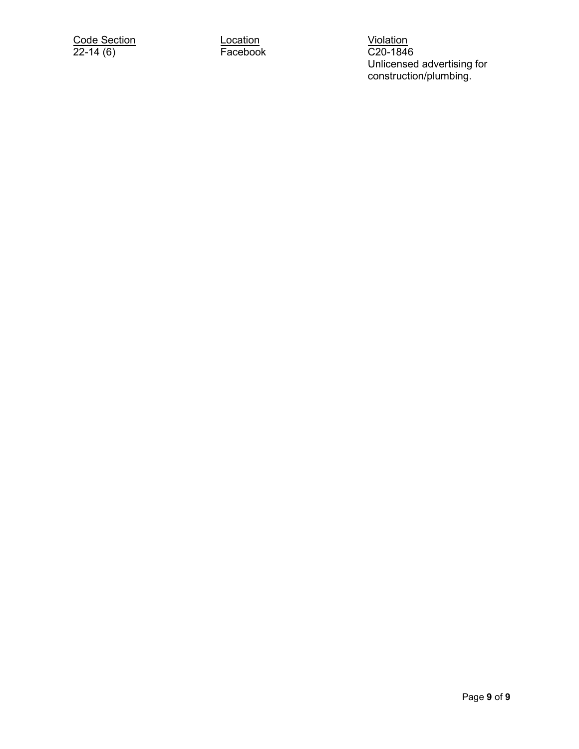| Code Section | Location | Violation |
| --- | --- | --- |
| 22-14 (6) | Facebook | C20-1846 Unlicensed advertising for construction/plumbing. |